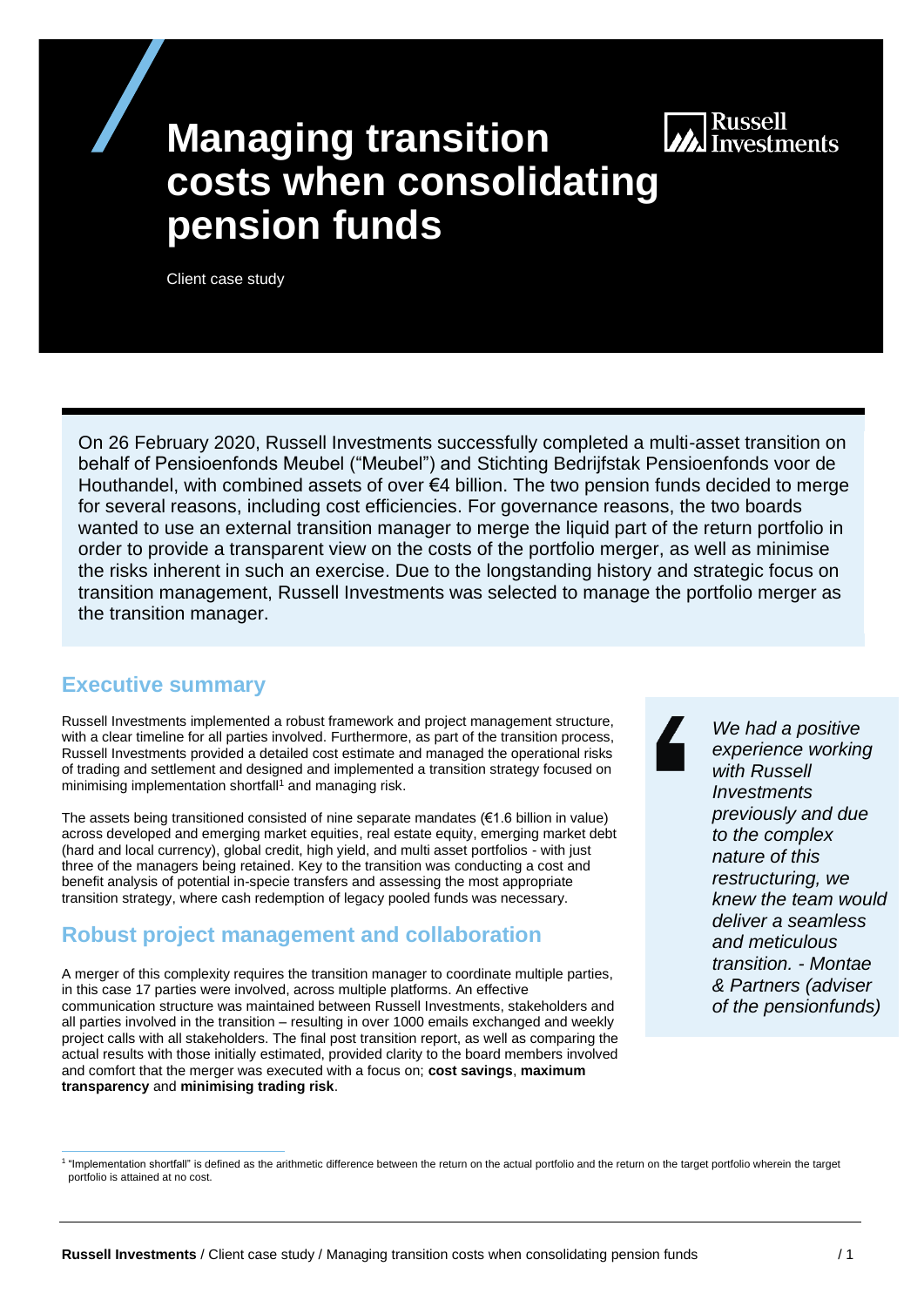# Managing transition costs when consolidating pension funds

Client case study

On 26 February 2020, Russell Investments successfully completed a multi-asset transition on behalf of Pensioenfonds Meubel ("Meubel") and Stichting Bedrijfstak Pensioenfonds voor de Houthandel, with combined assets of over €4 billion. The two pension funds decided to merge for several reasons, including cost efficiencies. For governance reasons, the two boards wanted to use an external transition manager to merge the liquid part of the return portfolio in order to provide a transparent view on the costs of the portfolio merger, as well as minimise the risks inherent in such an exercise. Due to the longstanding history and strategic focus on transition management, Russell Investments was selected to manage the portfolio merger as the transition manager.

## Executive summary

Russell Investments implemented a robust framework and project management structure, with a clear timeline for all parties involved. Furthermore, as part of the transition process, Russell Investments provided a detailed cost estimate and managed the operational risks of trading and settlement and designed and implemented a transition strategy focused on minimising implementation shortfall[1] and managing risk.

The assets being transitioned consisted of nine separate mandates (€1.6 billion in value) across developed and emerging market equities, real estate equity, emerging market debt (hard and local currency), global credit, high yield, and multi asset portfolios - with just three of the managers being retained. Key to the transition was conducting a cost and benefit analysis of potential in-specie transfers and assessing the most appropriate transition strategy, where cash redemption of legacy pooled funds was necessary.

## Robust project management and collaboration

A merger of this complexity requires the transition manager to coordinate multiple parties, in this case 17 parties were involved, across multiple platforms. An effective communication structure was maintained between Russell Investments, stakeholders and all parties involved in the transition – resulting in over 1000 emails exchanged and weekly project calls with all stakeholders. The final post transition report, as well as comparing the actual results with those initially estimated, provided clarity to the board members involved and comfort that the merger was executed with a focus on; **cost savings**, **maximum transparency** and **minimising trading risk**.

> *We had a positive experience working with Russell Investments previously and due to the complex nature of this restructuring, we knew the team would deliver a seamless and meticulous transition. - Montae & Partners (adviser of the pensionfunds)*

[1] "Implementation shortfall" is defined as the arithmetic difference between the return on the actual portfolio and the return on the target portfolio wherein the target portfolio is attained at no cost.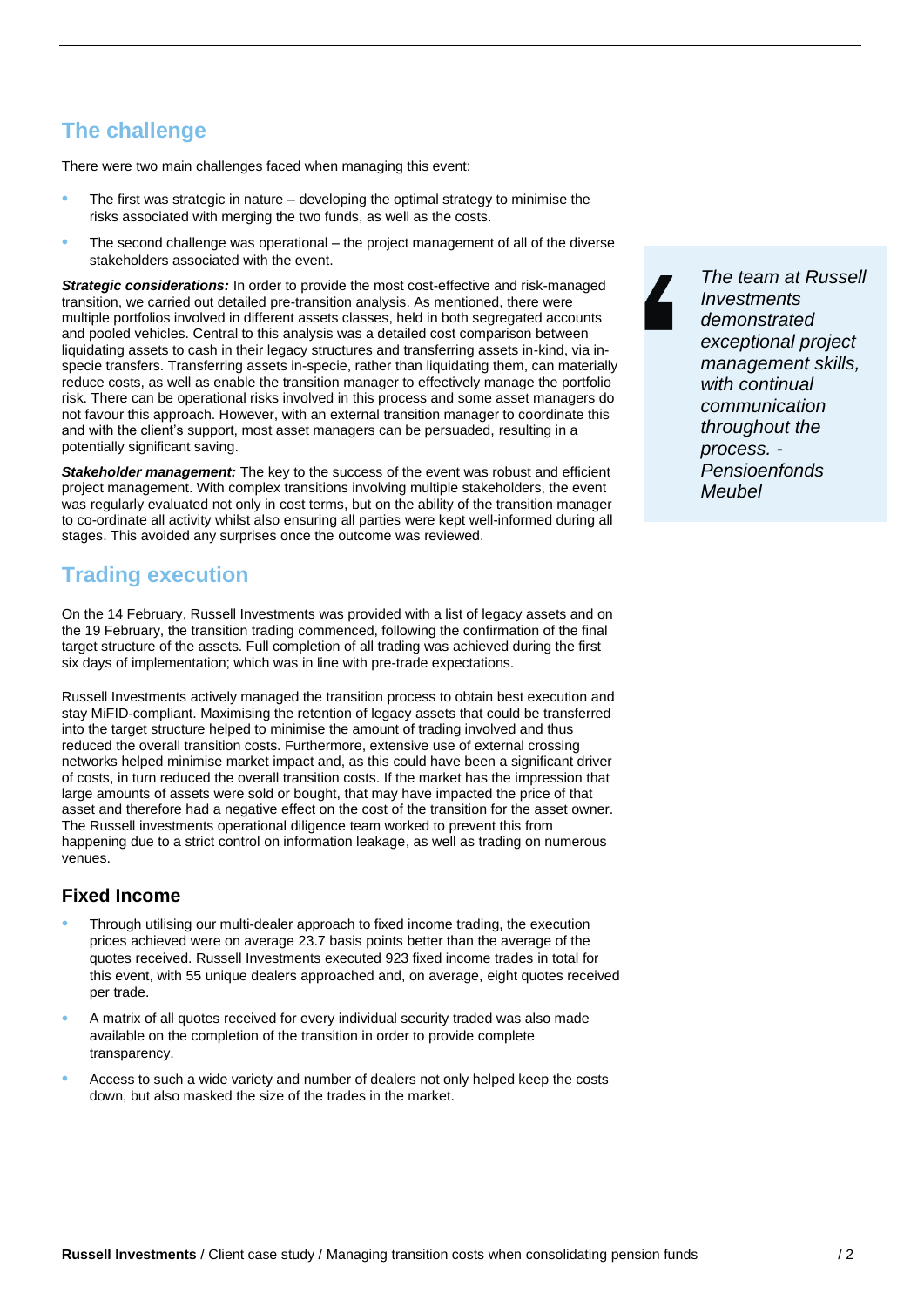## The challenge

There were two main challenges faced when managing this event:

- The first was strategic in nature – developing the optimal strategy to minimise the risks associated with merging the two funds, as well as the costs.
- The second challenge was operational – the project management of all of the diverse stakeholders associated with the event.

***Strategic considerations:*** In order to provide the most cost-effective and risk-managed transition, we carried out detailed pre-transition analysis. As mentioned, there were multiple portfolios involved in different assets classes, held in both segregated accounts and pooled vehicles. Central to this analysis was a detailed cost comparison between liquidating assets to cash in their legacy structures and transferring assets in-kind, via in-specie transfers. Transferring assets in-specie, rather than liquidating them, can materially reduce costs, as well as enable the transition manager to effectively manage the portfolio risk. There can be operational risks involved in this process and some asset managers do not favour this approach. However, with an external transition manager to coordinate this and with the client's support, most asset managers can be persuaded, resulting in a potentially significant saving.

***Stakeholder management:*** The key to the success of the event was robust and efficient project management. With complex transitions involving multiple stakeholders, the event was regularly evaluated not only in cost terms, but on the ability of the transition manager to co-ordinate all activity whilst also ensuring all parties were kept well-informed during all stages. This avoided any surprises once the outcome was reviewed.

> *The team at Russell Investments demonstrated exceptional project management skills, with continual communication throughout the process. - Pensioenfonds Meubel*

## Trading execution

On the 14 February, Russell Investments was provided with a list of legacy assets and on the 19 February, the transition trading commenced, following the confirmation of the final target structure of the assets. Full completion of all trading was achieved during the first six days of implementation; which was in line with pre-trade expectations.

Russell Investments actively managed the transition process to obtain best execution and stay MiFID-compliant. Maximising the retention of legacy assets that could be transferred into the target structure helped to minimise the amount of trading involved and thus reduced the overall transition costs. Furthermore, extensive use of external crossing networks helped minimise market impact and, as this could have been a significant driver of costs, in turn reduced the overall transition costs. If the market has the impression that large amounts of assets were sold or bought, that may have impacted the price of that asset and therefore had a negative effect on the cost of the transition for the asset owner. The Russell investments operational diligence team worked to prevent this from happening due to a strict control on information leakage, as well as trading on numerous venues.

### Fixed Income

- Through utilising our multi-dealer approach to fixed income trading, the execution prices achieved were on average 23.7 basis points better than the average of the quotes received. Russell Investments executed 923 fixed income trades in total for this event, with 55 unique dealers approached and, on average, eight quotes received per trade.
- A matrix of all quotes received for every individual security traded was also made available on the completion of the transition in order to provide complete transparency.
- Access to such a wide variety and number of dealers not only helped keep the costs down, but also masked the size of the trades in the market.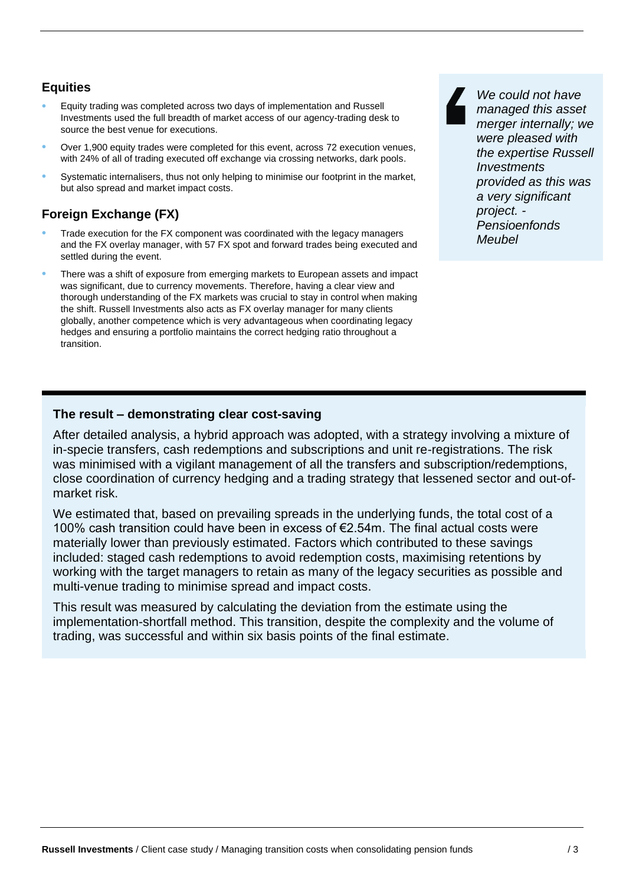## Equities

- Equity trading was completed across two days of implementation and Russell Investments used the full breadth of market access of our agency-trading desk to source the best venue for executions.
- Over 1,900 equity trades were completed for this event, across 72 execution venues, with 24% of all of trading executed off exchange via crossing networks, dark pools.
- Systematic internalisers, thus not only helping to minimise our footprint in the market, but also spread and market impact costs.

## Foreign Exchange (FX)

- Trade execution for the FX component was coordinated with the legacy managers and the FX overlay manager, with 57 FX spot and forward trades being executed and settled during the event.
- There was a shift of exposure from emerging markets to European assets and impact was significant, due to currency movements. Therefore, having a clear view and thorough understanding of the FX markets was crucial to stay in control when making the shift. Russell Investments also acts as FX overlay manager for many clients globally, another competence which is very advantageous when coordinating legacy hedges and ensuring a portfolio maintains the correct hedging ratio throughout a transition.

> *We could not have managed this asset merger internally; we were pleased with the expertise Russell Investments provided as this was a very significant project. - Pensioenfonds Meubel*

### The result – demonstrating clear cost-saving

After detailed analysis, a hybrid approach was adopted, with a strategy involving a mixture of in-specie transfers, cash redemptions and subscriptions and unit re-registrations. The risk was minimised with a vigilant management of all the transfers and subscription/redemptions, close coordination of currency hedging and a trading strategy that lessened sector and out-of-market risk.

We estimated that, based on prevailing spreads in the underlying funds, the total cost of a 100% cash transition could have been in excess of €2.54m. The final actual costs were materially lower than previously estimated. Factors which contributed to these savings included: staged cash redemptions to avoid redemption costs, maximising retentions by working with the target managers to retain as many of the legacy securities as possible and multi-venue trading to minimise spread and impact costs.

This result was measured by calculating the deviation from the estimate using the implementation-shortfall method. This transition, despite the complexity and the volume of trading, was successful and within six basis points of the final estimate.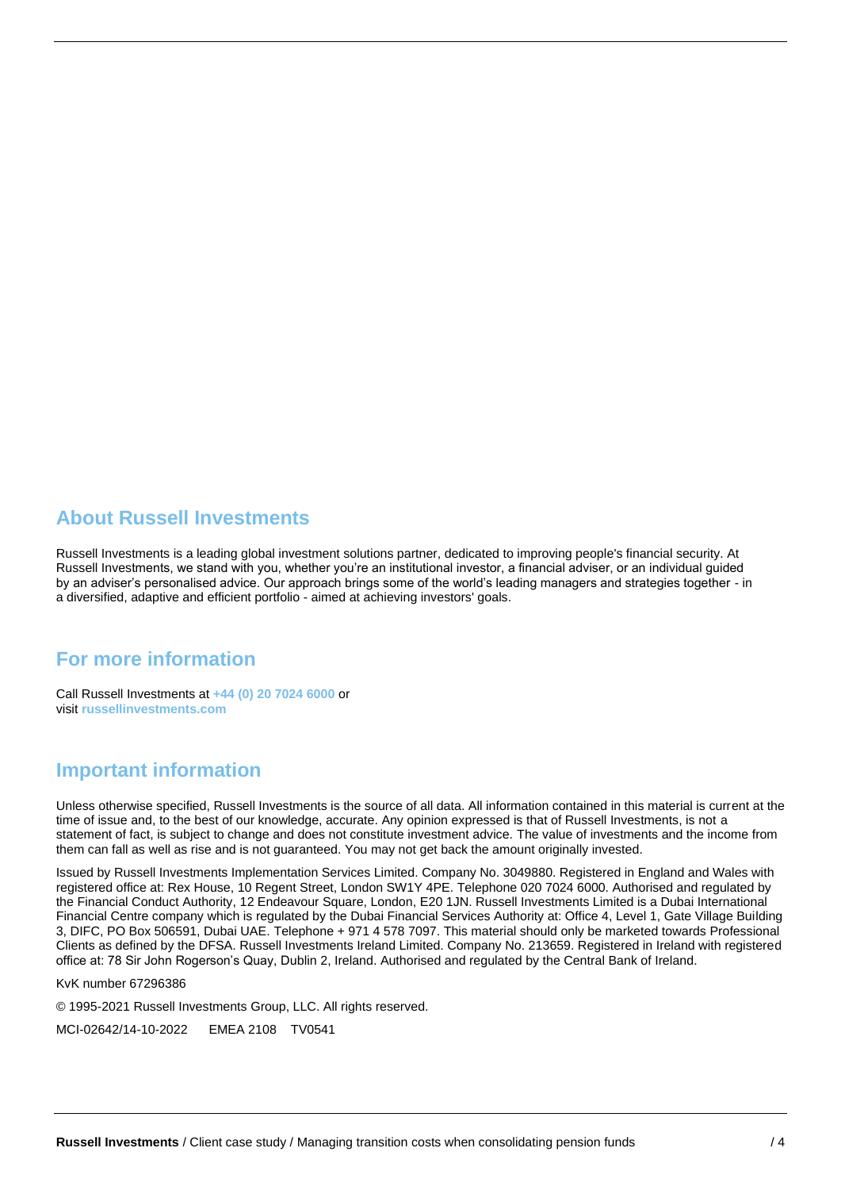## About Russell Investments

Russell Investments is a leading global investment solutions partner, dedicated to improving people's financial security. At Russell Investments, we stand with you, whether you're an institutional investor, a financial adviser, or an individual guided by an adviser's personalised advice. Our approach brings some of the world's leading managers and strategies together - in a diversified, adaptive and efficient portfolio - aimed at achieving investors' goals.

## For more information

Call Russell Investments at **+44 (0) 20 7024 6000** or visit **russellinvestments.com**

## Important information

Unless otherwise specified, Russell Investments is the source of all data. All information contained in this material is current at the time of issue and, to the best of our knowledge, accurate. Any opinion expressed is that of Russell Investments, is not a statement of fact, is subject to change and does not constitute investment advice. The value of investments and the income from them can fall as well as rise and is not guaranteed. You may not get back the amount originally invested.

Issued by Russell Investments Implementation Services Limited. Company No. 3049880. Registered in England and Wales with registered office at: Rex House, 10 Regent Street, London SW1Y 4PE. Telephone 020 7024 6000. Authorised and regulated by the Financial Conduct Authority, 12 Endeavour Square, London, E20 1JN. Russell Investments Limited is a Dubai International Financial Centre company which is regulated by the Dubai Financial Services Authority at: Office 4, Level 1, Gate Village Building 3, DIFC, PO Box 506591, Dubai UAE. Telephone + 971 4 578 7097. This material should only be marketed towards Professional Clients as defined by the DFSA. Russell Investments Ireland Limited. Company No. 213659. Registered in Ireland with registered office at: 78 Sir John Rogerson's Quay, Dublin 2, Ireland. Authorised and regulated by the Central Bank of Ireland.

KvK number 67296386

© 1995-2021 Russell Investments Group, LLC. All rights reserved.

MCI-02642/14-10-2022 EMEA 2108 TV0541